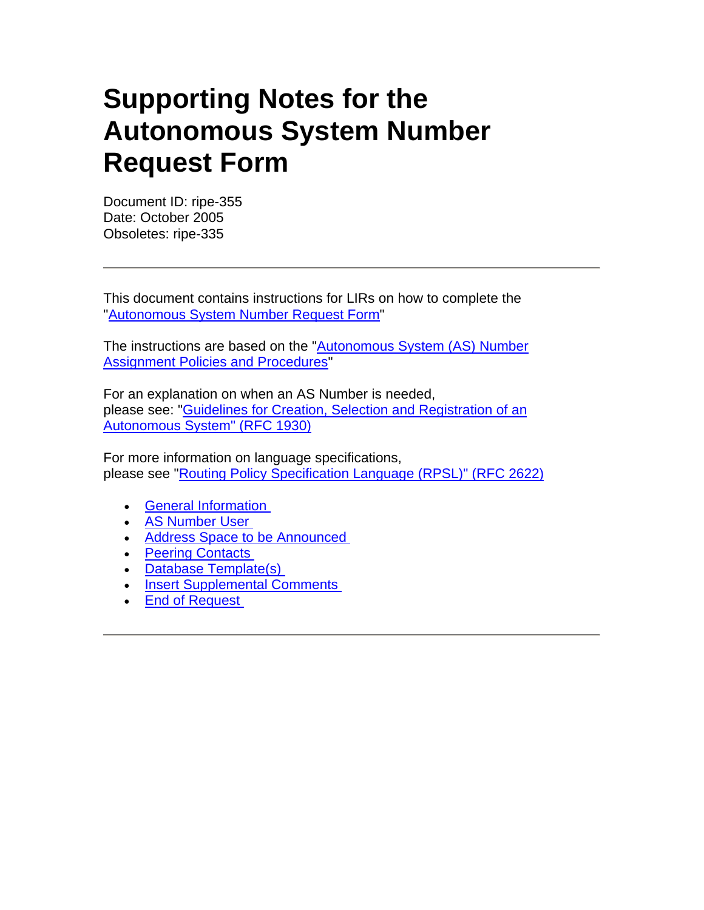# Supporting Notes for the Autonomous System Number Request Form

Document ID: ripe-355
Date: October 2005
Obsoletes: ripe-335

---

This document contains instructions for LIRs on how to complete the "Autonomous System Number Request Form"

The instructions are based on the "Autonomous System (AS) Number Assignment Policies and Procedures"

For an explanation on when an AS Number is needed,
please see: "Guidelines for Creation, Selection and Registration of an Autonomous System" (RFC 1930)

For more information on language specifications,
please see "Routing Policy Specification Language (RPSL)" (RFC 2622)

- General Information
- AS Number User
- Address Space to be Announced
- Peering Contacts
- Database Template(s)
- Insert Supplemental Comments
- End of Request

---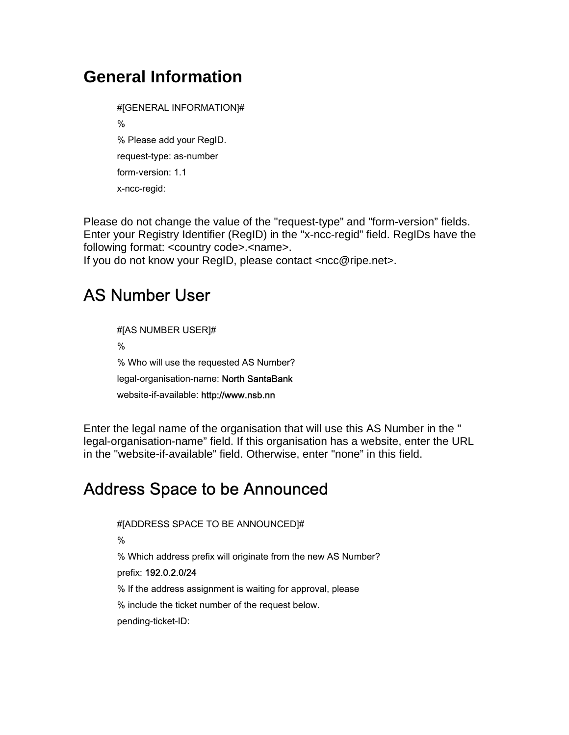# General Information

```
#[GENERAL INFORMATION]#
%
% Please add your RegID.
request-type: as-number
form-version: 1.1
x-ncc-regid:
```

Please do not change the value of the "request-type” and "form-version” fields. Enter your Registry Identifier (RegID) in the "x-ncc-regid” field. RegIDs have the following format: <country code>.<name>.
If you do not know your RegID, please contact <ncc@ripe.net>.

## AS Number User

```
#[AS NUMBER USER]#
%
% Who will use the requested AS Number?
legal-organisation-name: North SantaBank
website-if-available: http://www.nsb.nn
```

Enter the legal name of the organisation that will use this AS Number in the " legal-organisation-name” field. If this organisation has a website, enter the URL in the "website-if-available” field. Otherwise, enter "none” in this field.

## Address Space to be Announced

```
#[ADDRESS SPACE TO BE ANNOUNCED]#
%
% Which address prefix will originate from the new AS Number?
prefix: 192.0.2.0/24
% If the address assignment is waiting for approval, please
% include the ticket number of the request below.
pending-ticket-ID:
```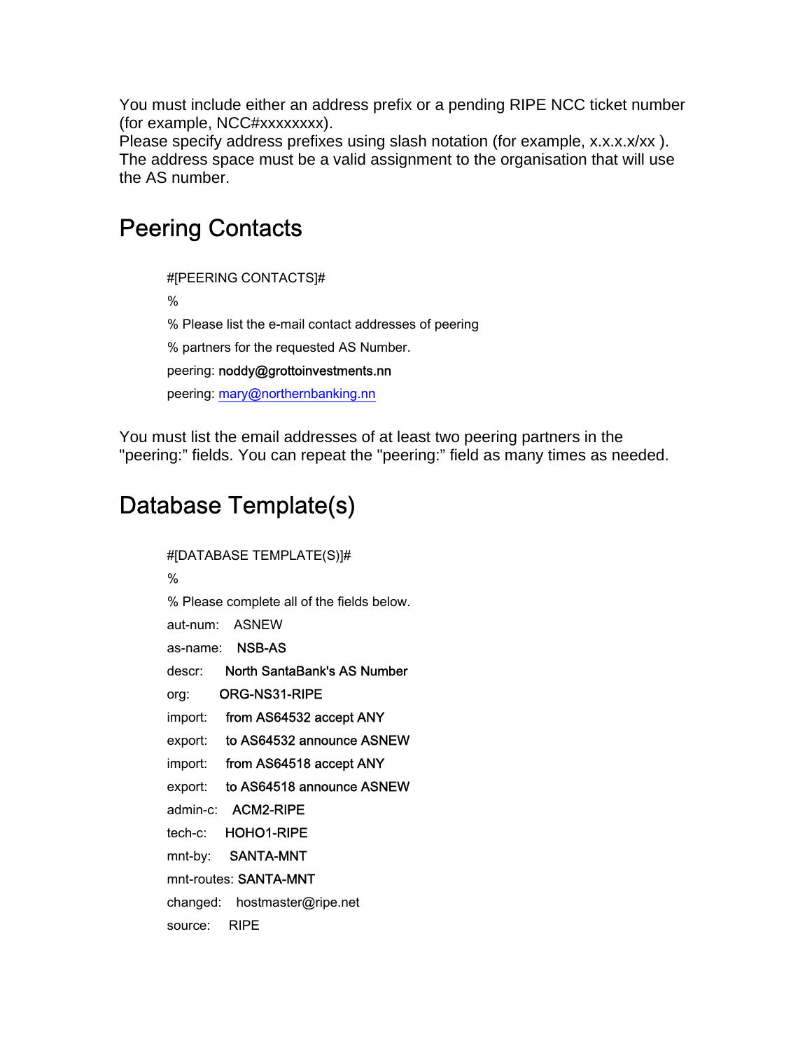You must include either an address prefix or a pending RIPE NCC ticket number (for example, NCC#xxxxxxxx).
Please specify address prefixes using slash notation (for example, x.x.x.x/xx ).
The address space must be a valid assignment to the organisation that will use the AS number.

## Peering Contacts

```
#[PEERING CONTACTS]#
%
% Please list the e-mail contact addresses of peering
% partners for the requested AS Number.
peering: noddy@grottoinvestments.nn
peering: mary@northernbanking.nn
```

You must list the email addresses of at least two peering partners in the "peering:" fields. You can repeat the "peering:" field as many times as needed.

## Database Template(s)

```
#[DATABASE TEMPLATE(S)]#
%
% Please complete all of the fields below.
aut-num:    ASNEW
as-name:    NSB-AS
descr:      North SantaBank's AS Number
org:        ORG-NS31-RIPE
import:     from AS64532 accept ANY
export:     to AS64532 announce ASNEW
import:     from AS64518 accept ANY
export:     to AS64518 announce ASNEW
admin-c:    ACM2-RIPE
tech-c:     HOHO1-RIPE
mnt-by:     SANTA-MNT
mnt-routes: SANTA-MNT
changed:    hostmaster@ripe.net
source:     RIPE
```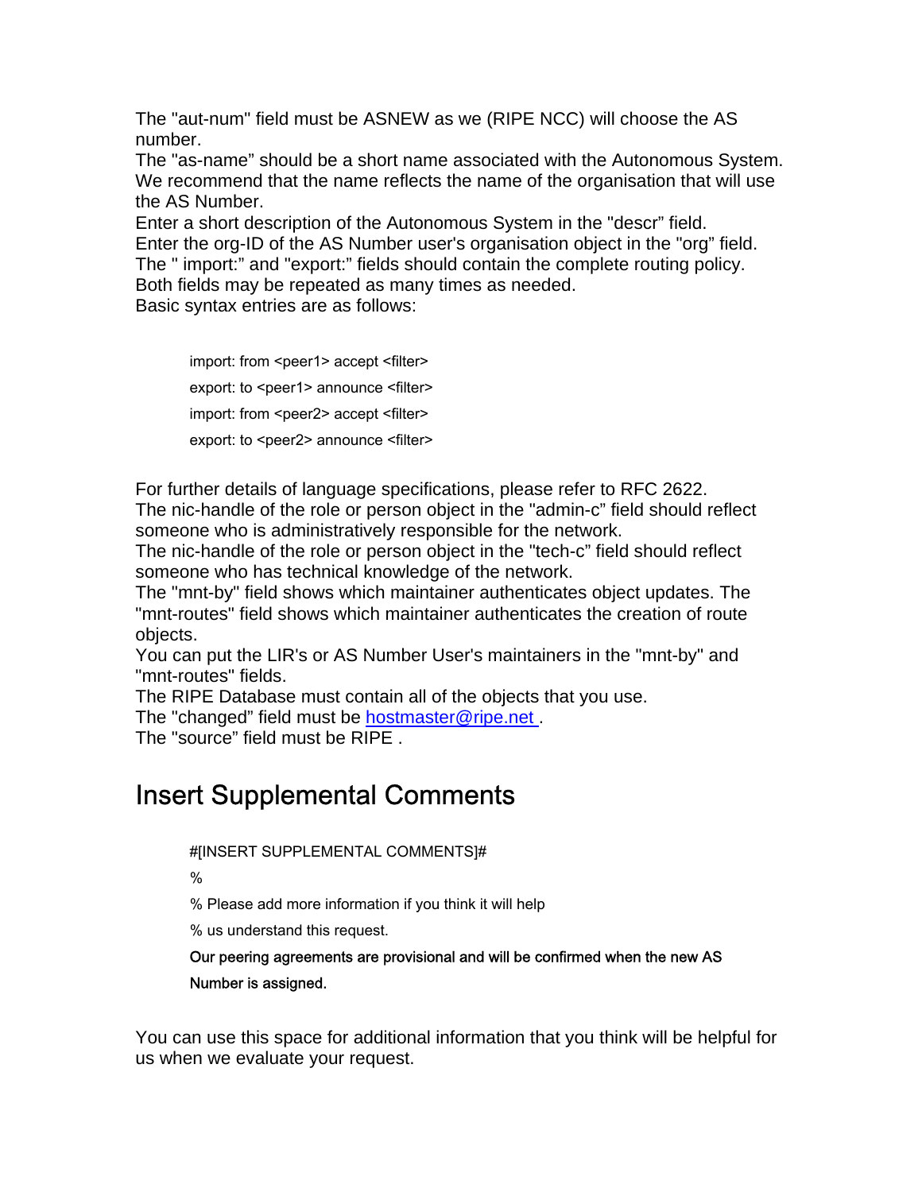The "aut-num" field must be ASNEW as we (RIPE NCC) will choose the AS number.
The "as-name" should be a short name associated with the Autonomous System. We recommend that the name reflects the name of the organisation that will use the AS Number.
Enter a short description of the Autonomous System in the "descr" field.
Enter the org-ID of the AS Number user's organisation object in the "org" field.
The " import:" and "export:" fields should contain the complete routing policy. Both fields may be repeated as many times as needed.
Basic syntax entries are as follows:

```
import: from <peer1> accept <filter>
export: to <peer1> announce <filter>
import: from <peer2> accept <filter>
export: to <peer2> announce <filter>
```

For further details of language specifications, please refer to RFC 2622.
The nic-handle of the role or person object in the "admin-c" field should reflect someone who is administratively responsible for the network.
The nic-handle of the role or person object in the "tech-c" field should reflect someone who has technical knowledge of the network.
The "mnt-by" field shows which maintainer authenticates object updates. The "mnt-routes" field shows which maintainer authenticates the creation of route objects.
You can put the LIR's or AS Number User's maintainers in the "mnt-by" and "mnt-routes" fields.
The RIPE Database must contain all of the objects that you use.
The "changed" field must be hostmaster@ripe.net .
The "source" field must be RIPE .

## Insert Supplemental Comments

```
#[INSERT SUPPLEMENTAL COMMENTS]#
%
% Please add more information if you think it will help
% us understand this request.
Our peering agreements are provisional and will be confirmed when the new AS
Number is assigned.
```

You can use this space for additional information that you think will be helpful for us when we evaluate your request.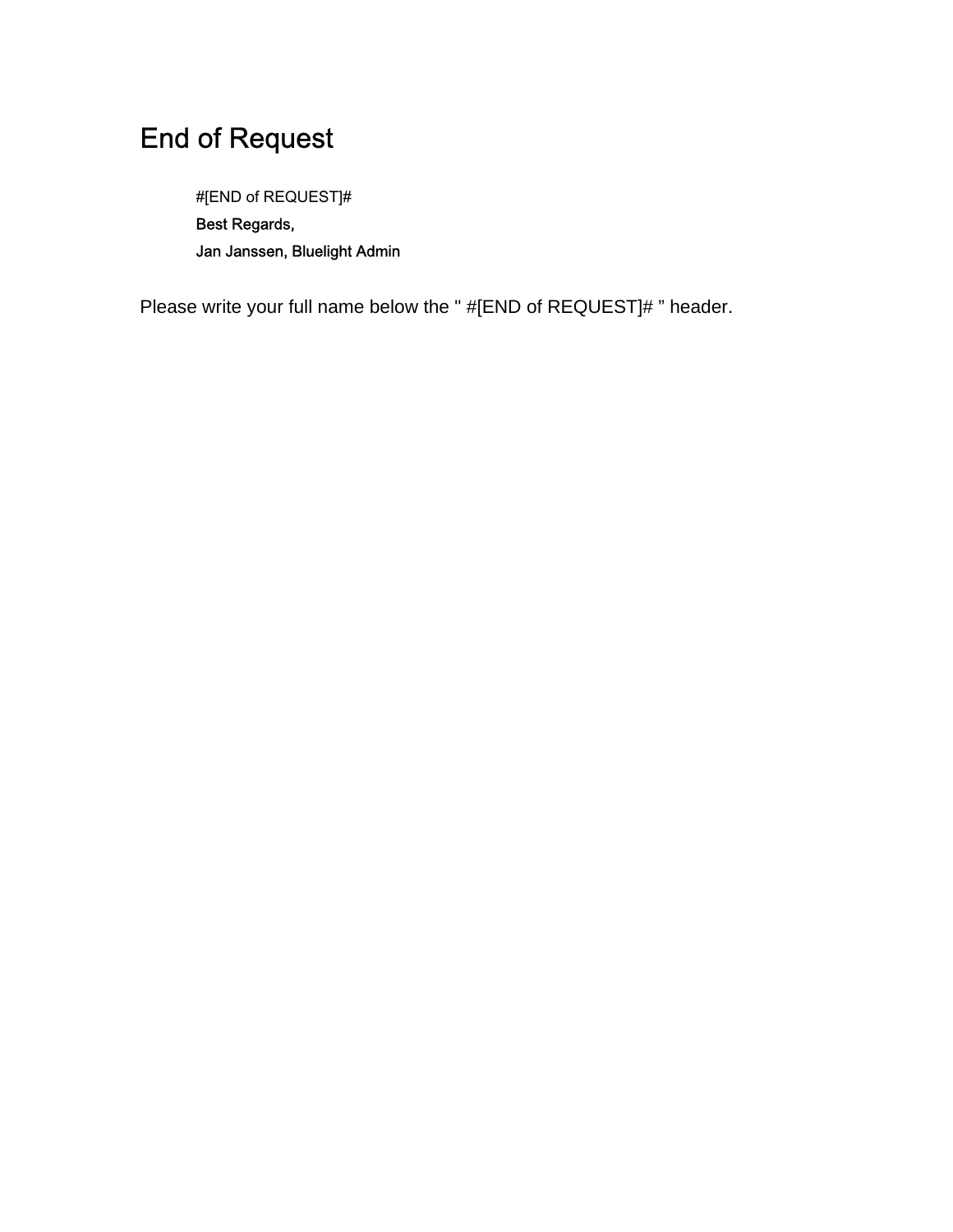# End of Request

#[END of REQUEST]#

Best Regards,

Jan Janssen, Bluelight Admin

Please write your full name below the " #[END of REQUEST]# ” header.